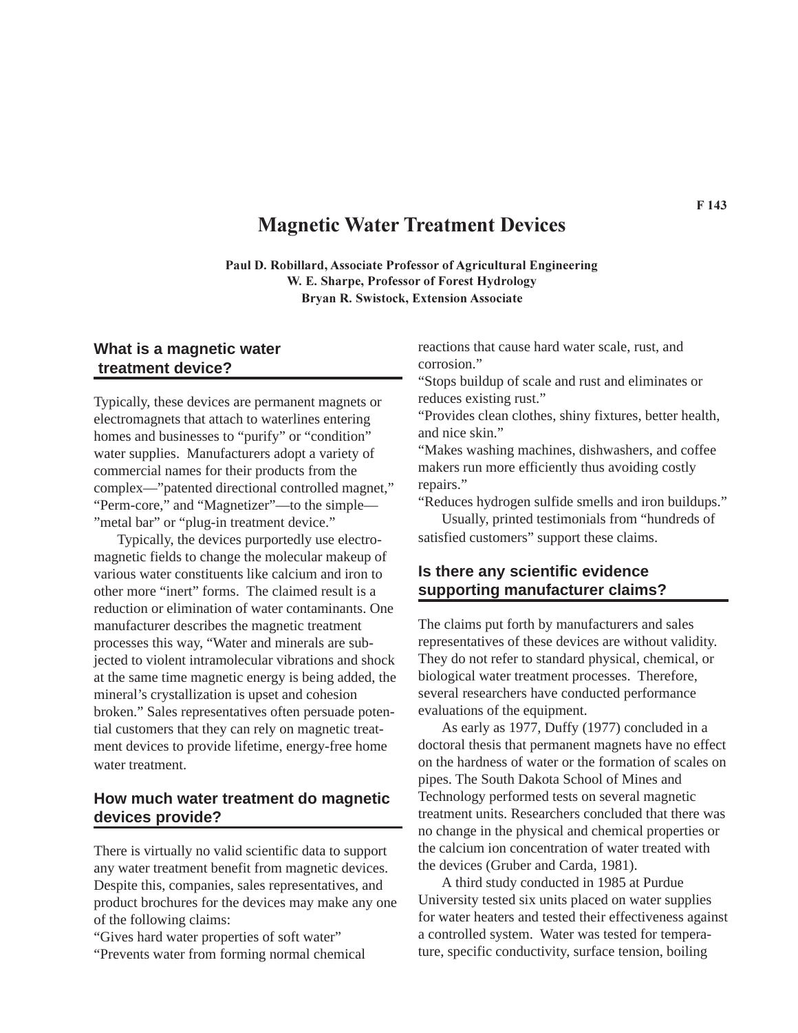# Magnetic Water Treatment Devices

**Paul D. Robillard, Associate Professor of Agricultural Engineering**
**W. E. Sharpe, Professor of Forest Hydrology**
**Bryan R. Swistock, Extension Associate**

## What is a magnetic water treatment device?

Typically, these devices are permanent magnets or electromagnets that attach to waterlines entering homes and businesses to "purify" or "condition" water supplies. Manufacturers adopt a variety of commercial names for their products from the complex—"patented directional controlled magnet," "Perm-core," and "Magnetizer"—to the simple—"metal bar" or "plug-in treatment device."

Typically, the devices purportedly use electromagnetic fields to change the molecular makeup of various water constituents like calcium and iron to other more "inert" forms. The claimed result is a reduction or elimination of water contaminants. One manufacturer describes the magnetic treatment processes this way, "Water and minerals are subjected to violent intramolecular vibrations and shock at the same time magnetic energy is being added, the mineral's crystallization is upset and cohesion broken." Sales representatives often persuade potential customers that they can rely on magnetic treatment devices to provide lifetime, energy-free home water treatment.

## How much water treatment do magnetic devices provide?

There is virtually no valid scientific data to support any water treatment benefit from magnetic devices. Despite this, companies, sales representatives, and product brochures for the devices may make any one of the following claims:

"Gives hard water properties of soft water"
"Prevents water from forming normal chemical reactions that cause hard water scale, rust, and corrosion."
"Stops buildup of scale and rust and eliminates or reduces existing rust."
"Provides clean clothes, shiny fixtures, better health, and nice skin."
"Makes washing machines, dishwashers, and coffee makers run more efficiently thus avoiding costly repairs."
"Reduces hydrogen sulfide smells and iron buildups."

Usually, printed testimonials from "hundreds of satisfied customers" support these claims.

## Is there any scientific evidence supporting manufacturer claims?

The claims put forth by manufacturers and sales representatives of these devices are without validity. They do not refer to standard physical, chemical, or biological water treatment processes. Therefore, several researchers have conducted performance evaluations of the equipment.

As early as 1977, Duffy (1977) concluded in a doctoral thesis that permanent magnets have no effect on the hardness of water or the formation of scales on pipes. The South Dakota School of Mines and Technology performed tests on several magnetic treatment units. Researchers concluded that there was no change in the physical and chemical properties or the calcium ion concentration of water treated with the devices (Gruber and Carda, 1981).

A third study conducted in 1985 at Purdue University tested six units placed on water supplies for water heaters and tested their effectiveness against a controlled system. Water was tested for temperature, specific conductivity, surface tension, boiling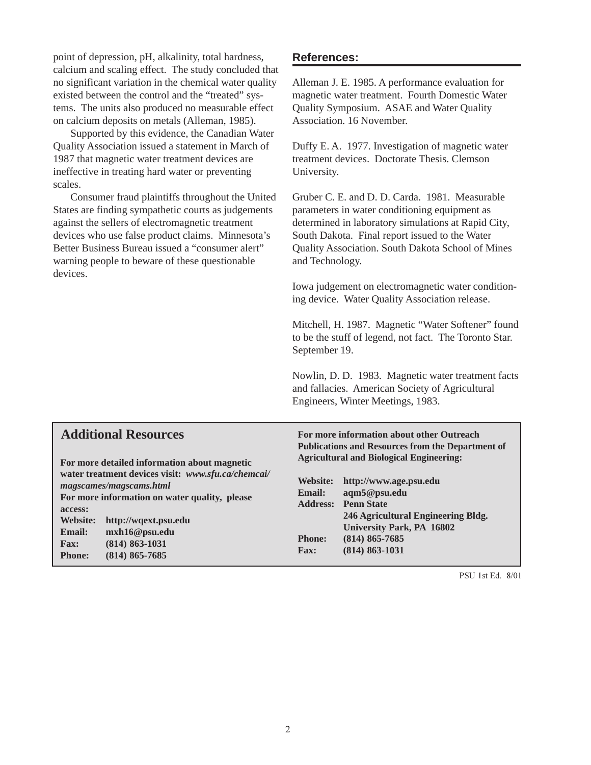point of depression, pH, alkalinity, total hardness, calcium and scaling effect. The study concluded that no significant variation in the chemical water quality existed between the control and the "treated" systems. The units also produced no measurable effect on calcium deposits on metals (Alleman, 1985).

Supported by this evidence, the Canadian Water Quality Association issued a statement in March of 1987 that magnetic water treatment devices are ineffective in treating hard water or preventing scales.

Consumer fraud plaintiffs throughout the United States are finding sympathetic courts as judgements against the sellers of electromagnetic treatment devices who use false product claims. Minnesota's Better Business Bureau issued a "consumer alert" warning people to beware of these questionable devices.

## References:

Alleman J. E. 1985. A performance evaluation for magnetic water treatment. Fourth Domestic Water Quality Symposium. ASAE and Water Quality Association. 16 November.

Duffy E. A. 1977. Investigation of magnetic water treatment devices. Doctorate Thesis. Clemson University.

Gruber C. E. and D. D. Carda. 1981. Measurable parameters in water conditioning equipment as determined in laboratory simulations at Rapid City, South Dakota. Final report issued to the Water Quality Association. South Dakota School of Mines and Technology.

Iowa judgement on electromagnetic water conditioning device. Water Quality Association release.

Mitchell, H. 1987. Magnetic "Water Softener" found to be the stuff of legend, not fact. The Toronto Star. September 19.

Nowlin, D. D. 1983. Magnetic water treatment facts and fallacies. American Society of Agricultural Engineers, Winter Meetings, 1983.

## Additional Resources

**For more detailed information about magnetic water treatment devices visit: *www.sfu.ca/chemcai/magscames/magscams.html***

**For more information on water quality, please access:**

**Website:** http://wqext.psu.edu
**Email:** mxh16@psu.edu
**Fax:** (814) 863-1031
**Phone:** (814) 865-7685

**For more information about other Outreach Publications and Resources from the Department of Agricultural and Biological Engineering:**

**Website:** http://www.age.psu.edu
**Email:** aqm5@psu.edu
**Address:** Penn State
246 Agricultural Engineering Bldg.
University Park, PA 16802
**Phone:** (814) 865-7685
**Fax:** (814) 863-1031

PSU 1st Ed. 8/01